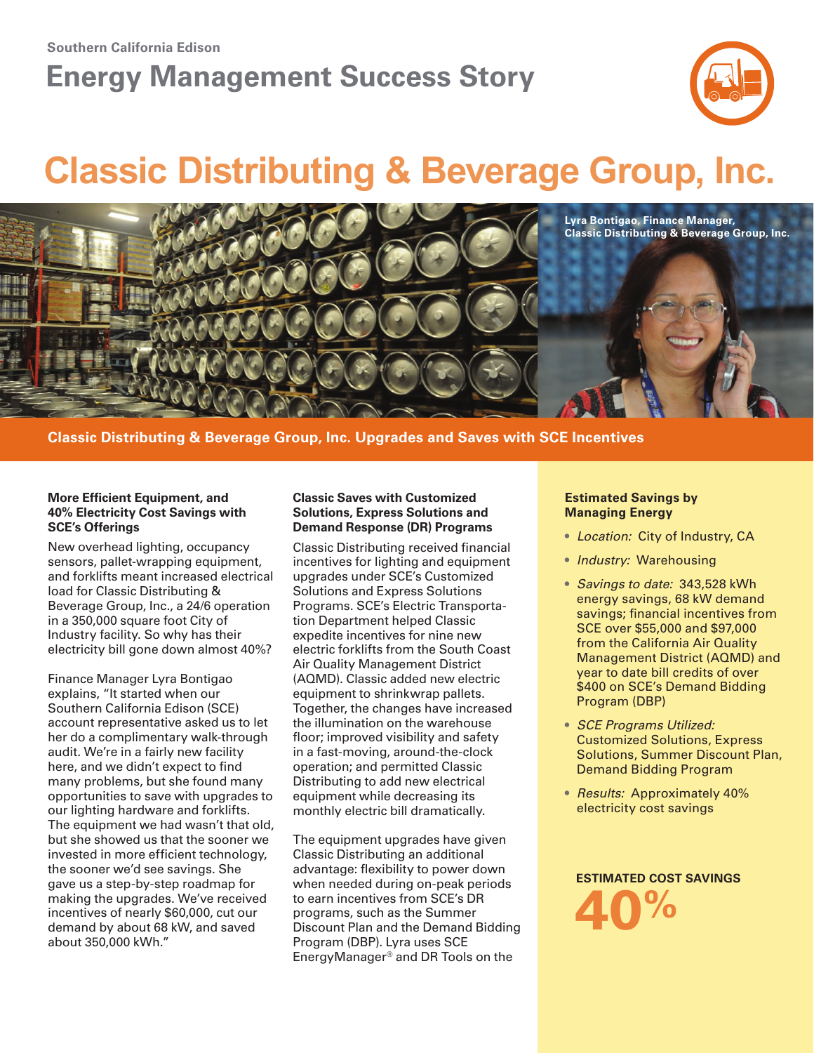Southern California Edison

# Energy Management Success Story

# Classic Distributing & Beverage Group, Inc.

Lyra Bontigao, Finance Manager, Classic Distributing & Beverage Group, Inc.

## Classic Distributing & Beverage Group, Inc. Upgrades and Saves with SCE Incentives

### More Efficient Equipment, and 40% Electricity Cost Savings with SCE's Offerings

New overhead lighting, occupancy sensors, pallet-wrapping equipment, and forklifts meant increased electrical load for Classic Distributing & Beverage Group, Inc., a 24/6 operation in a 350,000 square foot City of Industry facility. So why has their electricity bill gone down almost 40%?

Finance Manager Lyra Bontigao explains, "It started when our Southern California Edison (SCE) account representative asked us to let her do a complimentary walk-through audit. We're in a fairly new facility here, and we didn't expect to find many problems, but she found many opportunities to save with upgrades to our lighting hardware and forklifts. The equipment we had wasn't that old, but she showed us that the sooner we invested in more efficient technology, the sooner we'd see savings. She gave us a step-by-step roadmap for making the upgrades. We've received incentives of nearly $60,000, cut our demand by about 68 kW, and saved about 350,000 kWh."

### Classic Saves with Customized Solutions, Express Solutions and Demand Response (DR) Programs

Classic Distributing received financial incentives for lighting and equipment upgrades under SCE's Customized Solutions and Express Solutions Programs. SCE's Electric Transportation Department helped Classic expedite incentives for nine new electric forklifts from the South Coast Air Quality Management District (AQMD). Classic added new electric equipment to shrinkwrap pallets. Together, the changes have increased the illumination on the warehouse floor; improved visibility and safety in a fast-moving, around-the-clock operation; and permitted Classic Distributing to add new electrical equipment while decreasing its monthly electric bill dramatically.

The equipment upgrades have given Classic Distributing an additional advantage: flexibility to power down when needed during on-peak periods to earn incentives from SCE's DR programs, such as the Summer Discount Plan and the Demand Bidding Program (DBP). Lyra uses SCE EnergyManager® and DR Tools on the

### Estimated Savings by Managing Energy

- *Location:* City of Industry, CA
- *Industry:* Warehousing
- *Savings to date:* 343,528 kWh energy savings, 68 kW demand savings; financial incentives from SCE over $55,000 and $97,000 from the California Air Quality Management District (AQMD) and year to date bill credits of over $400 on SCE's Demand Bidding Program (DBP)
- *SCE Programs Utilized:* Customized Solutions, Express Solutions, Summer Discount Plan, Demand Bidding Program
- *Results:* Approximately 40% electricity cost savings

**ESTIMATED COST SAVINGS**

**40%**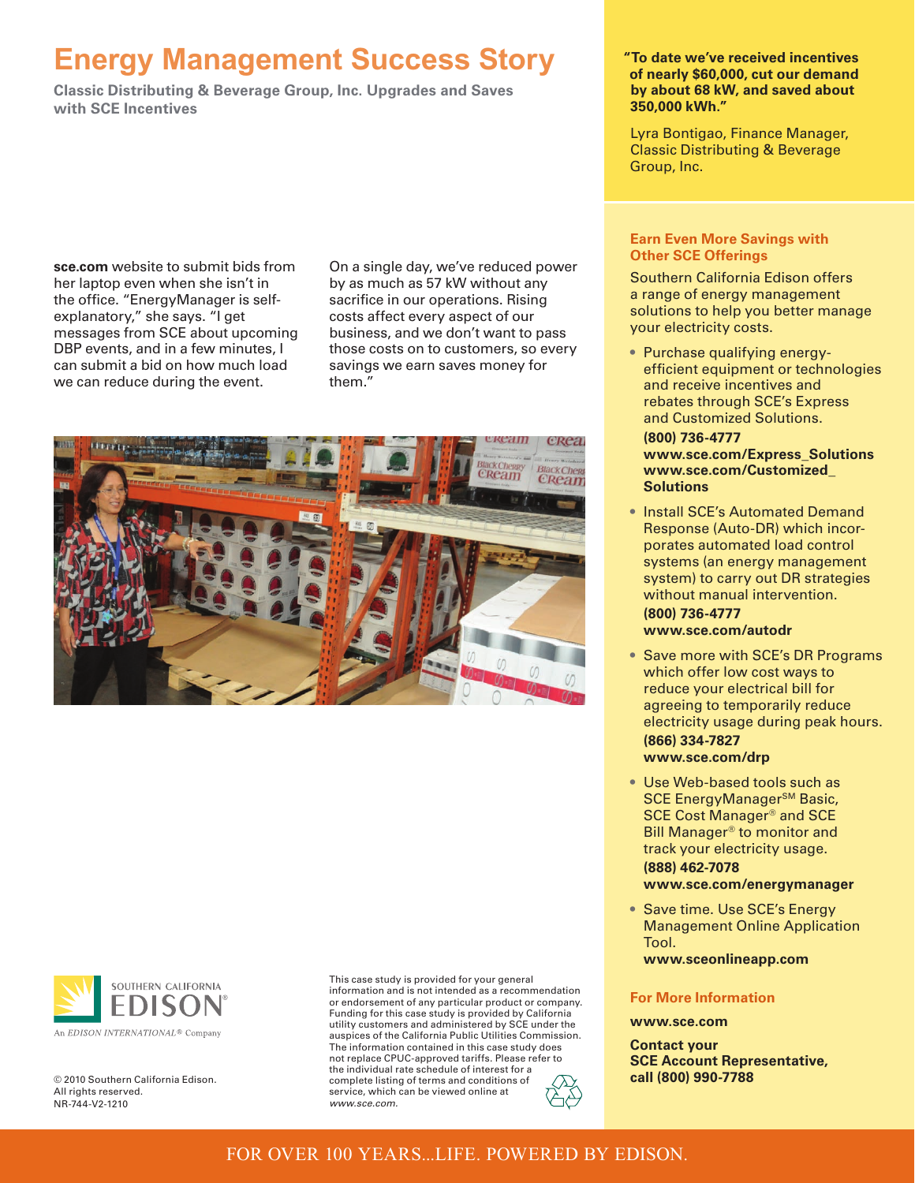# Energy Management Success Story

**Classic Distributing & Beverage Group, Inc. Upgrades and Saves with SCE Incentives**

**"To date we've received incentives of nearly $60,000, cut our demand by about 68 kW, and saved about 350,000 kWh."**

Lyra Bontigao, Finance Manager, Classic Distributing & Beverage Group, Inc.

**sce.com** website to submit bids from her laptop even when she isn't in the office. "EnergyManager is self-explanatory," she says. "I get messages from SCE about upcoming DBP events, and in a few minutes, I can submit a bid on how much load we can reduce during the event.

On a single day, we've reduced power by as much as 57 kW without any sacrifice in our operations. Rising costs affect every aspect of our business, and we don't want to pass those costs on to customers, so every savings we earn saves money for them."

## Earn Even More Savings with Other SCE Offerings

Southern California Edison offers a range of energy management solutions to help you better manage your electricity costs.

- Purchase qualifying energy-efficient equipment or technologies and receive incentives and rebates through SCE's Express and Customized Solutions.
  **(800) 736-4777**
  **www.sce.com/Express_Solutions**
  **www.sce.com/Customized_Solutions**
- Install SCE's Automated Demand Response (Auto-DR) which incorporates automated load control systems (an energy management system) to carry out DR strategies without manual intervention.
  **(800) 736-4777**
  **www.sce.com/autodr**
- Save more with SCE's DR Programs which offer low cost ways to reduce your electrical bill for agreeing to temporarily reduce electricity usage during peak hours.
  **(866) 334-7827**
  **www.sce.com/drp**
- Use Web-based tools such as SCE EnergyManager℠ Basic, SCE Cost Manager® and SCE Bill Manager® to monitor and track your electricity usage.
  **(888) 462-7078**
  **www.sce.com/energymanager**
- Save time. Use SCE's Energy Management Online Application Tool.
  **www.sceonlineapp.com**

## For More Information

**www.sce.com**

**Contact your SCE Account Representative, call (800) 990-7788**

SOUTHERN CALIFORNIA EDISON®
An EDISON INTERNATIONAL® Company

© 2010 Southern California Edison. All rights reserved.
NR-744-V2-1210

This case study is provided for your general information and is not intended as a recommendation or endorsement of any particular product or company. Funding for this case study is provided by California utility customers and administered by SCE under the auspices of the California Public Utilities Commission. The information contained in this case study does not replace CPUC-approved tariffs. Please refer to the individual rate schedule of interest for a complete listing of terms and conditions of service, which can be viewed online at *www.sce.com.*

FOR OVER 100 YEARS...LIFE. POWERED BY EDISON.